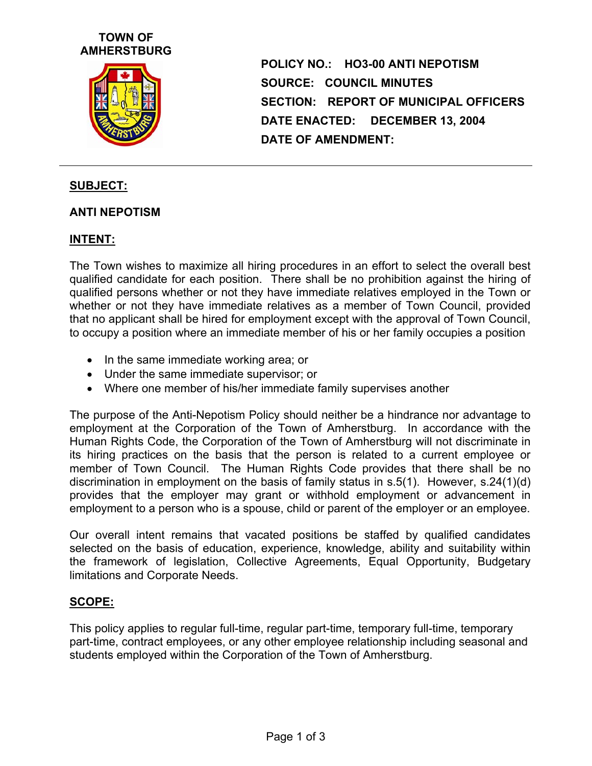**TOWN OF AMHERSTBURG**

**POLICY NO.: HO3-00 ANTI NEPOTISM**
**SOURCE: COUNCIL MINUTES**
**SECTION: REPORT OF MUNICIPAL OFFICERS**
**DATE ENACTED: DECEMBER 13, 2004**
**DATE OF AMENDMENT:**

---

## SUBJECT:

**ANTI NEPOTISM**

## INTENT:

The Town wishes to maximize all hiring procedures in an effort to select the overall best qualified candidate for each position. There shall be no prohibition against the hiring of qualified persons whether or not they have immediate relatives employed in the Town or whether or not they have immediate relatives as a member of Town Council, provided that no applicant shall be hired for employment except with the approval of Town Council, to occupy a position where an immediate member of his or her family occupies a position

- In the same immediate working area; or
- Under the same immediate supervisor; or
- Where one member of his/her immediate family supervises another

The purpose of the Anti-Nepotism Policy should neither be a hindrance nor advantage to employment at the Corporation of the Town of Amherstburg. In accordance with the Human Rights Code, the Corporation of the Town of Amherstburg will not discriminate in its hiring practices on the basis that the person is related to a current employee or member of Town Council. The Human Rights Code provides that there shall be no discrimination in employment on the basis of family status in s.5(1). However, s.24(1)(d) provides that the employer may grant or withhold employment or advancement in employment to a person who is a spouse, child or parent of the employer or an employee.

Our overall intent remains that vacated positions be staffed by qualified candidates selected on the basis of education, experience, knowledge, ability and suitability within the framework of legislation, Collective Agreements, Equal Opportunity, Budgetary limitations and Corporate Needs.

## SCOPE:

This policy applies to regular full-time, regular part-time, temporary full-time, temporary part-time, contract employees, or any other employee relationship including seasonal and students employed within the Corporation of the Town of Amherstburg.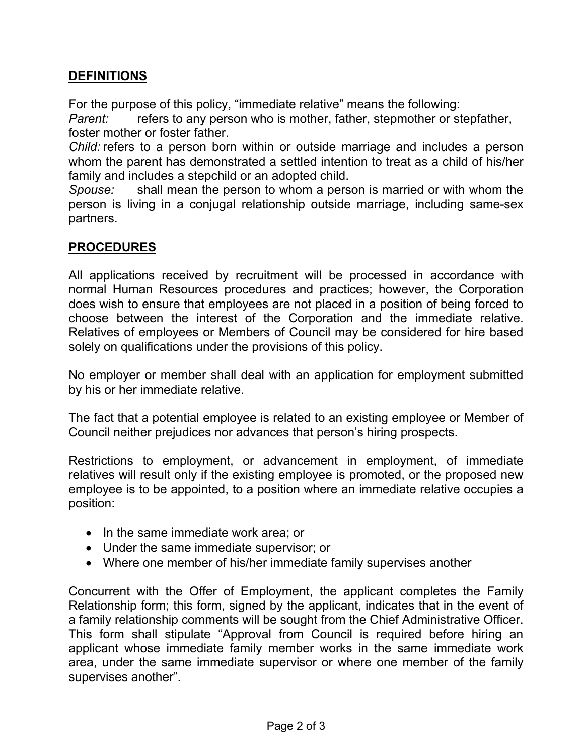## DEFINITIONS

For the purpose of this policy, “immediate relative” means the following:

*Parent:* refers to any person who is mother, father, stepmother or stepfather, foster mother or foster father.

*Child:* refers to a person born within or outside marriage and includes a person whom the parent has demonstrated a settled intention to treat as a child of his/her family and includes a stepchild or an adopted child.

*Spouse:* shall mean the person to whom a person is married or with whom the person is living in a conjugal relationship outside marriage, including same-sex partners.

## PROCEDURES

All applications received by recruitment will be processed in accordance with normal Human Resources procedures and practices; however, the Corporation does wish to ensure that employees are not placed in a position of being forced to choose between the interest of the Corporation and the immediate relative. Relatives of employees or Members of Council may be considered for hire based solely on qualifications under the provisions of this policy.

No employer or member shall deal with an application for employment submitted by his or her immediate relative.

The fact that a potential employee is related to an existing employee or Member of Council neither prejudices nor advances that person’s hiring prospects.

Restrictions to employment, or advancement in employment, of immediate relatives will result only if the existing employee is promoted, or the proposed new employee is to be appointed, to a position where an immediate relative occupies a position:

- In the same immediate work area; or
- Under the same immediate supervisor; or
- Where one member of his/her immediate family supervises another

Concurrent with the Offer of Employment, the applicant completes the Family Relationship form; this form, signed by the applicant, indicates that in the event of a family relationship comments will be sought from the Chief Administrative Officer. This form shall stipulate “Approval from Council is required before hiring an applicant whose immediate family member works in the same immediate work area, under the same immediate supervisor or where one member of the family supervises another”.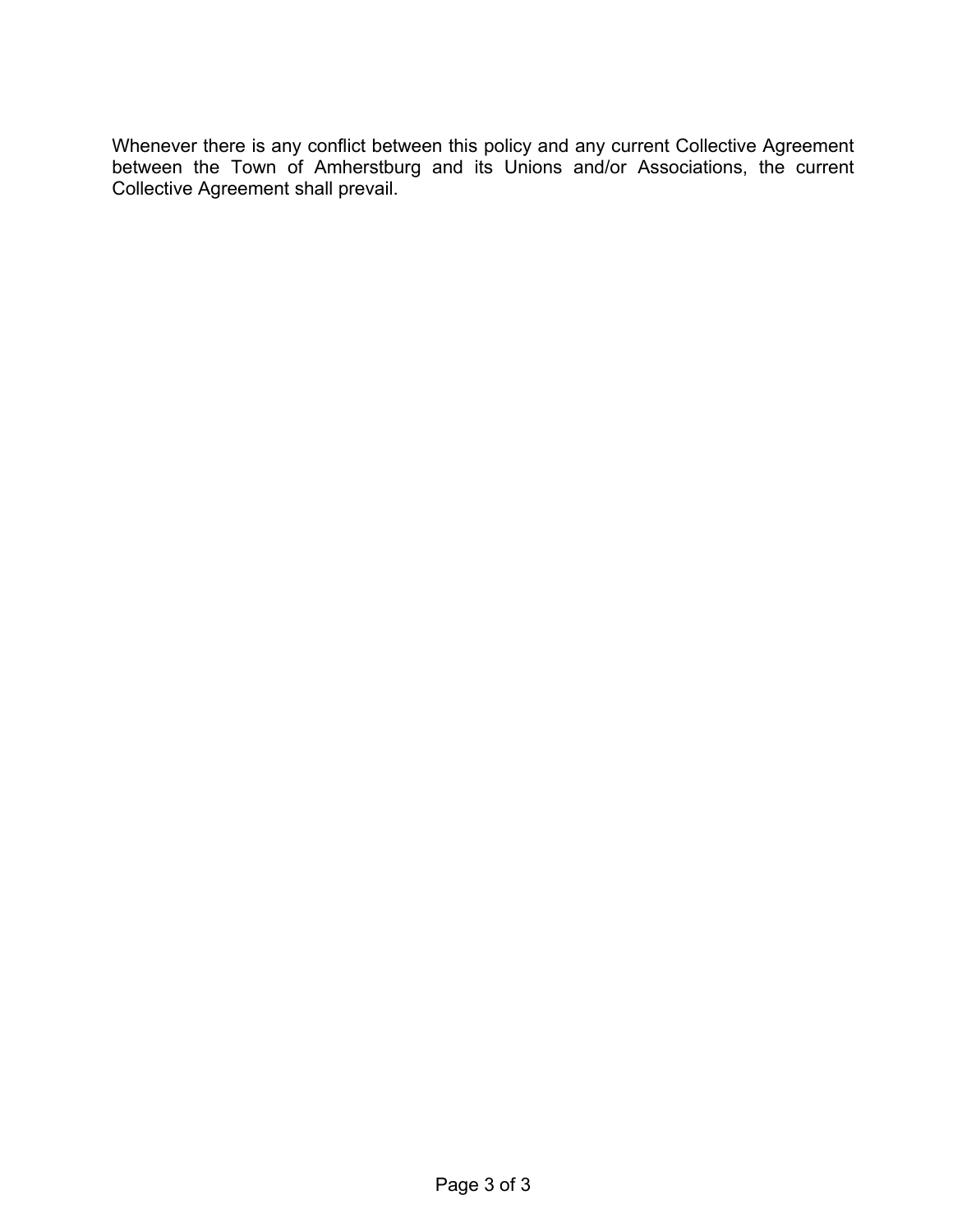Whenever there is any conflict between this policy and any current Collective Agreement between the Town of Amherstburg and its Unions and/or Associations, the current Collective Agreement shall prevail.